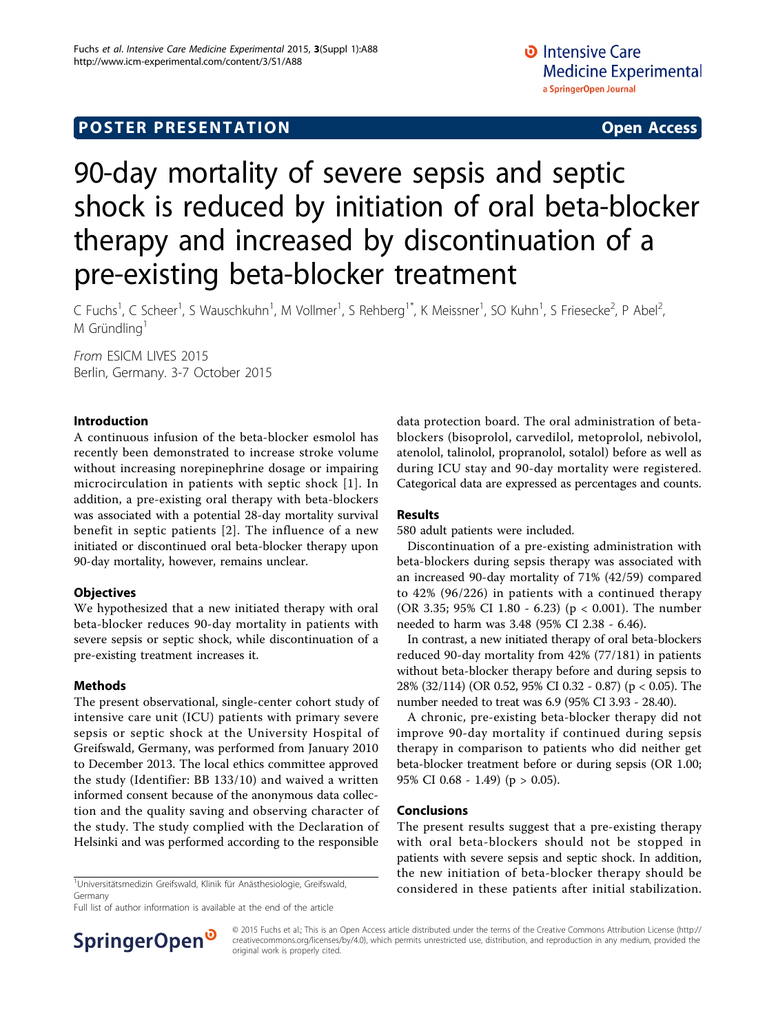POSTER PRESENTATION Open Access

# 90-day mortality of severe sepsis and septic shock is reduced by initiation of oral beta-blocker therapy and increased by discontinuation of a pre-existing beta-blocker treatment

C Fuchs[1], C Scheer[1], S Wauschkuhn[1], M Vollmer[1], S Rehberg[1*], K Meissner[1], SO Kuhn[1], S Friesecke[2], P Abel[2], M Gründling[1]

*From* ESICM LIVES 2015
Berlin, Germany. 3-7 October 2015

## Introduction

A continuous infusion of the beta-blocker esmolol has recently been demonstrated to increase stroke volume without increasing norepinephrine dosage or impairing microcirculation in patients with septic shock [1]. In addition, a pre-existing oral therapy with beta-blockers was associated with a potential 28-day mortality survival benefit in septic patients [2]. The influence of a new initiated or discontinued oral beta-blocker therapy upon 90-day mortality, however, remains unclear.

## Objectives

We hypothesized that a new initiated therapy with oral beta-blocker reduces 90-day mortality in patients with severe sepsis or septic shock, while discontinuation of a pre-existing treatment increases it.

## Methods

The present observational, single-center cohort study of intensive care unit (ICU) patients with primary severe sepsis or septic shock at the University Hospital of Greifswald, Germany, was performed from January 2010 to December 2013. The local ethics committee approved the study (Identifier: BB 133/10) and waived a written informed consent because of the anonymous data collection and the quality saving and observing character of the study. The study complied with the Declaration of Helsinki and was performed according to the responsible data protection board. The oral administration of beta-blockers (bisoprolol, carvedilol, metoprolol, nebivolol, atenolol, talinolol, propranolol, sotalol) before as well as during ICU stay and 90-day mortality were registered. Categorical data are expressed as percentages and counts.

## Results

580 adult patients were included.

Discontinuation of a pre-existing administration with beta-blockers during sepsis therapy was associated with an increased 90-day mortality of 71% (42/59) compared to 42% (96/226) in patients with a continued therapy (OR 3.35; 95% CI 1.80 - 6.23) ($p < 0.001$). The number needed to harm was 3.48 (95% CI 2.38 - 6.46).

In contrast, a new initiated therapy of oral beta-blockers reduced 90-day mortality from 42% (77/181) in patients without beta-blocker therapy before and during sepsis to 28% (32/114) (OR 0.52, 95% CI 0.32 - 0.87) ($p < 0.05$). The number needed to treat was 6.9 (95% CI 3.93 - 28.40).

A chronic, pre-existing beta-blocker therapy did not improve 90-day mortality if continued during sepsis therapy in comparison to patients who did neither get beta-blocker treatment before or during sepsis (OR 1.00; 95% CI 0.68 - 1.49) ($p > 0.05$).

## Conclusions

The present results suggest that a pre-existing therapy with oral beta-blockers should not be stopped in patients with severe sepsis and septic shock. In addition, the new initiation of beta-blocker therapy should be considered in these patients after initial stabilization.

[1]Universitätsmedizin Greifswald, Klinik für Anästhesiologie, Greifswald, Germany

Full list of author information is available at the end of the article

© 2015 Fuchs et al.; This is an Open Access article distributed under the terms of the Creative Commons Attribution License (http://creativecommons.org/licenses/by/4.0), which permits unrestricted use, distribution, and reproduction in any medium, provided the original work is properly cited.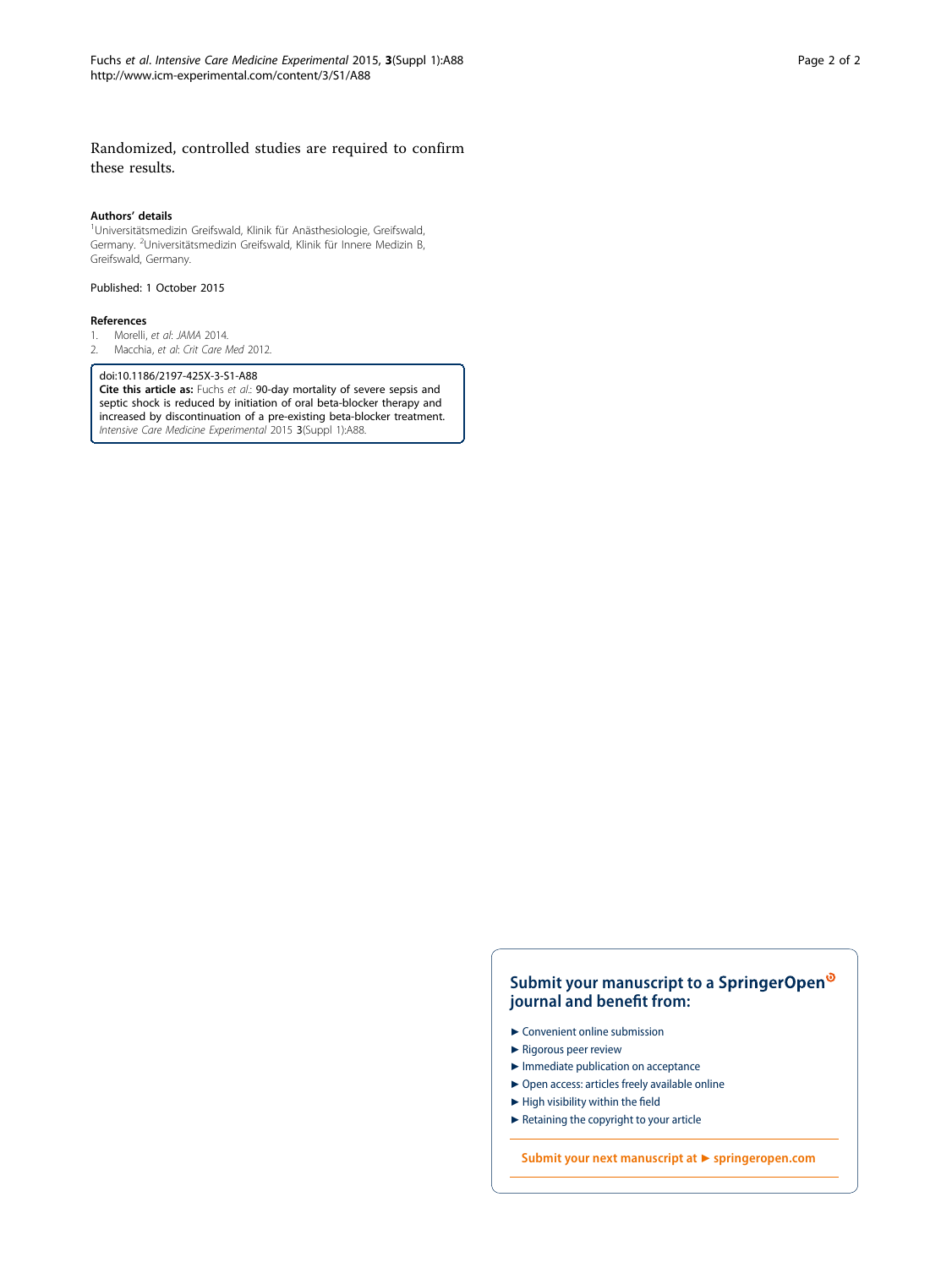Randomized, controlled studies are required to confirm these results.

**Authors' details**

[1]Universitätsmedizin Greifswald, Klinik für Anästhesiologie, Greifswald, Germany. [2]Universitätsmedizin Greifswald, Klinik für Innere Medizin B, Greifswald, Germany.

Published: 1 October 2015

**References**

1. Morelli, *et al*: *JAMA* 2014.
2. Macchia, *et al*: *Crit Care Med* 2012.

doi:10.1186/2197-425X-3-S1-A88

**Cite this article as:** Fuchs *et al.*: 90-day mortality of severe sepsis and septic shock is reduced by initiation of oral beta-blocker therapy and increased by discontinuation of a pre-existing beta-blocker treatment. *Intensive Care Medicine Experimental* 2015 **3**(Suppl 1):A88.

**Submit your manuscript to a SpringerOpen journal and benefit from:**

- ► Convenient online submission
- ► Rigorous peer review
- ► Immediate publication on acceptance
- ► Open access: articles freely available online
- ► High visibility within the field
- ► Retaining the copyright to your article

**Submit your next manuscript at ► springeropen.com**